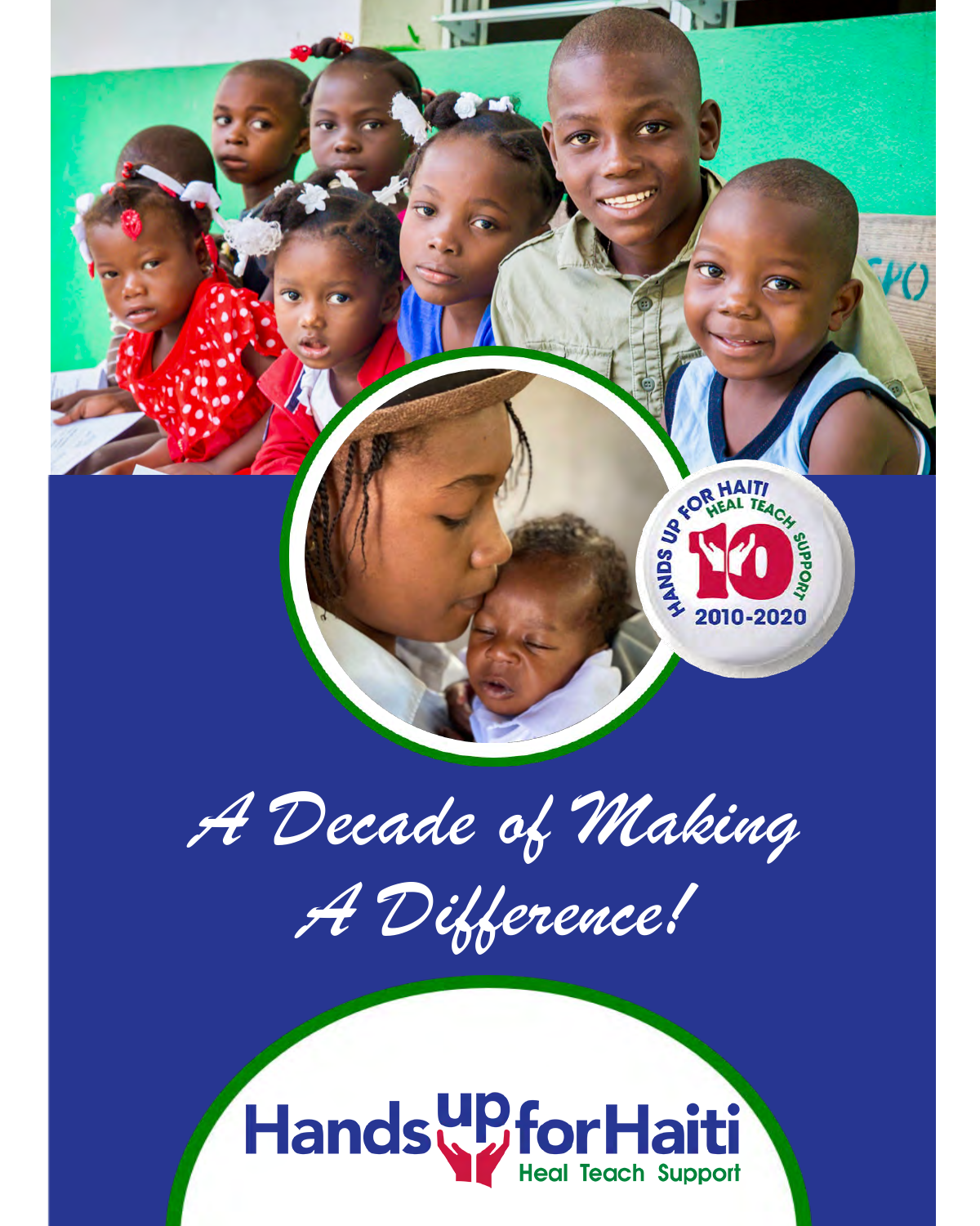HANDS UP FOR HAITI
HEAL TEACH SUPPORT
10
2010-2020

# A Decade of Making A Difference!

Hands up for Haiti
Heal Teach Support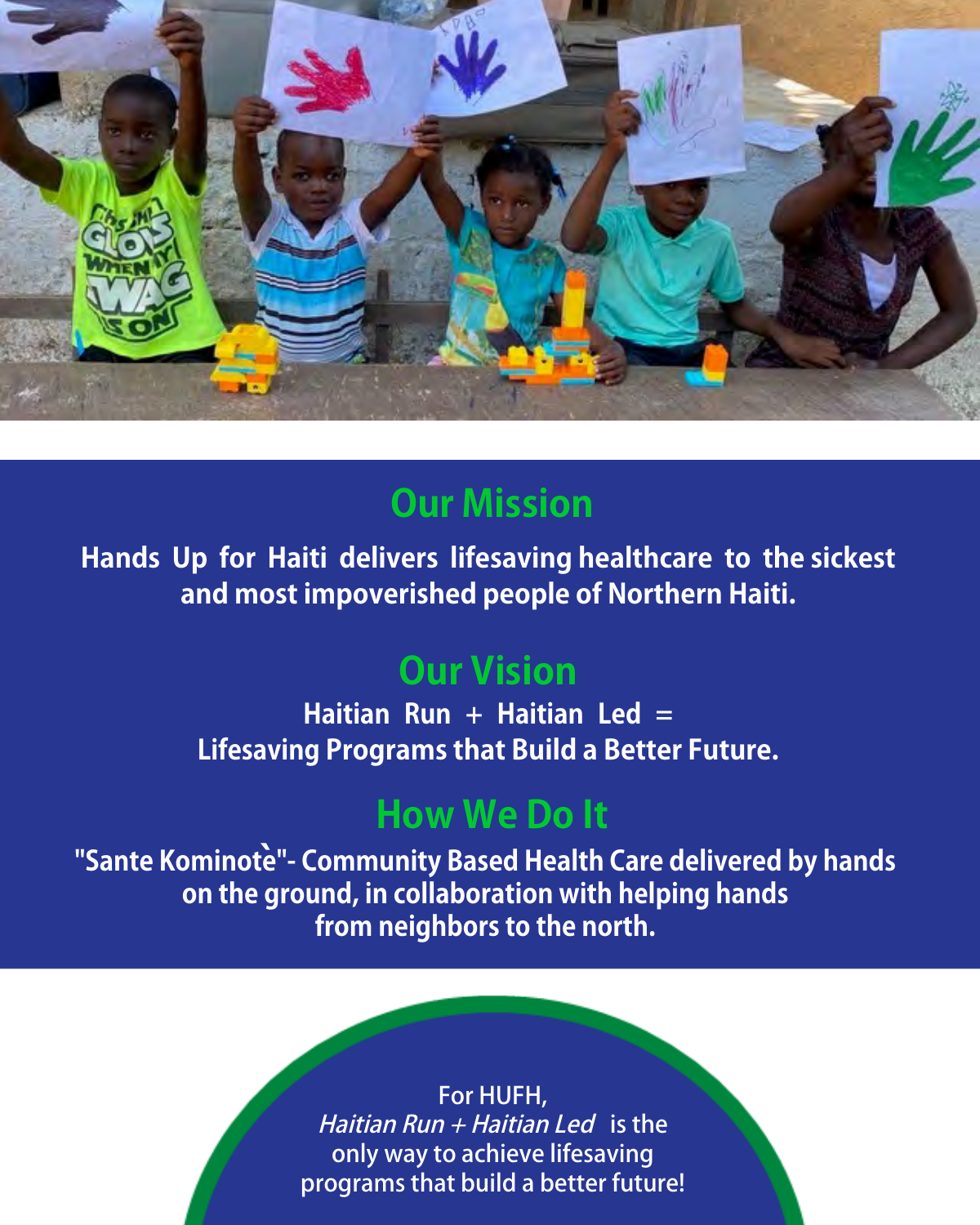## Our Mission

**Hands Up for Haiti delivers lifesaving healthcare to the sickest and most impoverished people of Northern Haiti.**

## Our Vision

**Haitian Run + Haitian Led =**
**Lifesaving Programs that Build a Better Future.**

## How We Do It

**"Sante Kominotè"- Community Based Health Care delivered by hands on the ground, in collaboration with helping hands from neighbors to the north.**

For HUFH, *Haitian Run + Haitian Led* is the only way to achieve lifesaving programs that build a better future!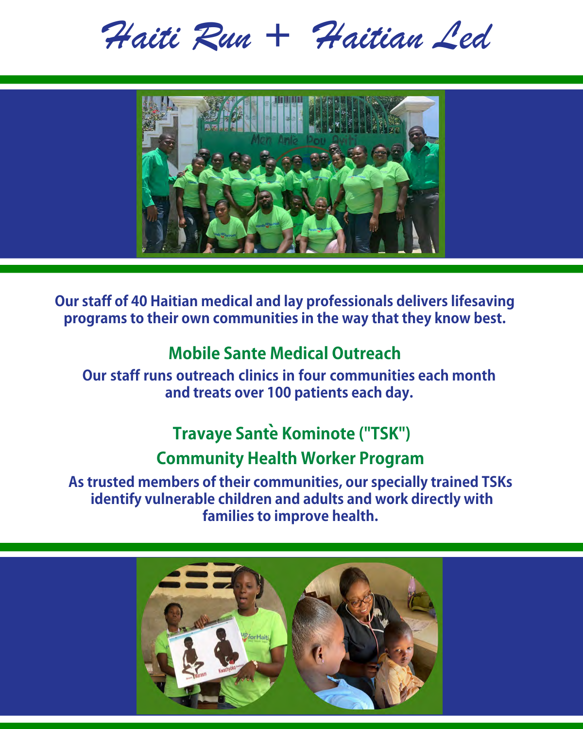# Haiti Run + Haitian Led

**Our staff of 40 Haitian medical and lay professionals delivers lifesaving programs to their own communities in the way that they know best.**

## Mobile Sante Medical Outreach

**Our staff runs outreach clinics in four communities each month and treats over 100 patients each day.**

## Travaye Santè Kominote ("TSK") Community Health Worker Program

**As trusted members of their communities, our specially trained TSKs identify vulnerable children and adults and work directly with families to improve health.**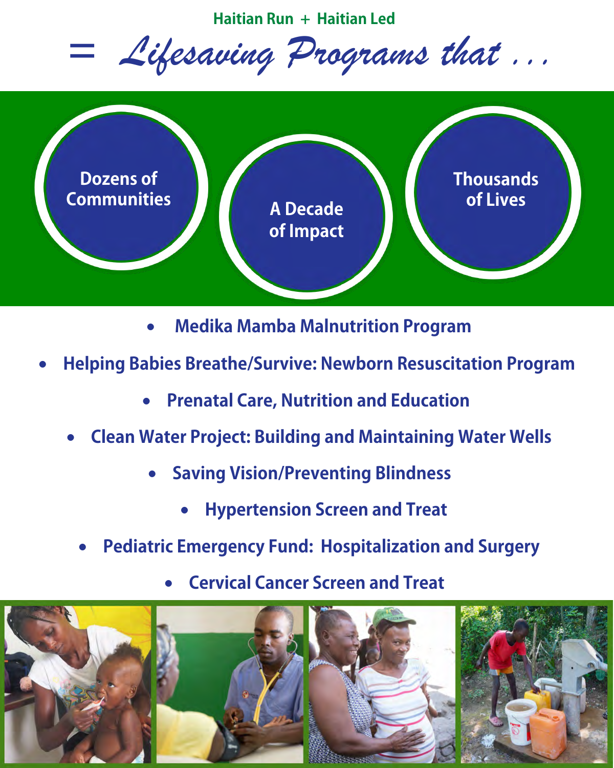**Haitian Run + Haitian Led**

# = *Lifesaving Programs that . . .*

**Dozens of Communities**

**A Decade of Impact**

**Thousands of Lives**

- **Medika Mamba Malnutrition Program**
- **Helping Babies Breathe/Survive: Newborn Resuscitation Program**
- **Prenatal Care, Nutrition and Education**
- **Clean Water Project: Building and Maintaining Water Wells**
- **Saving Vision/Preventing Blindness**
- **Hypertension Screen and Treat**
- **Pediatric Emergency Fund: Hospitalization and Surgery**
- **Cervical Cancer Screen and Treat**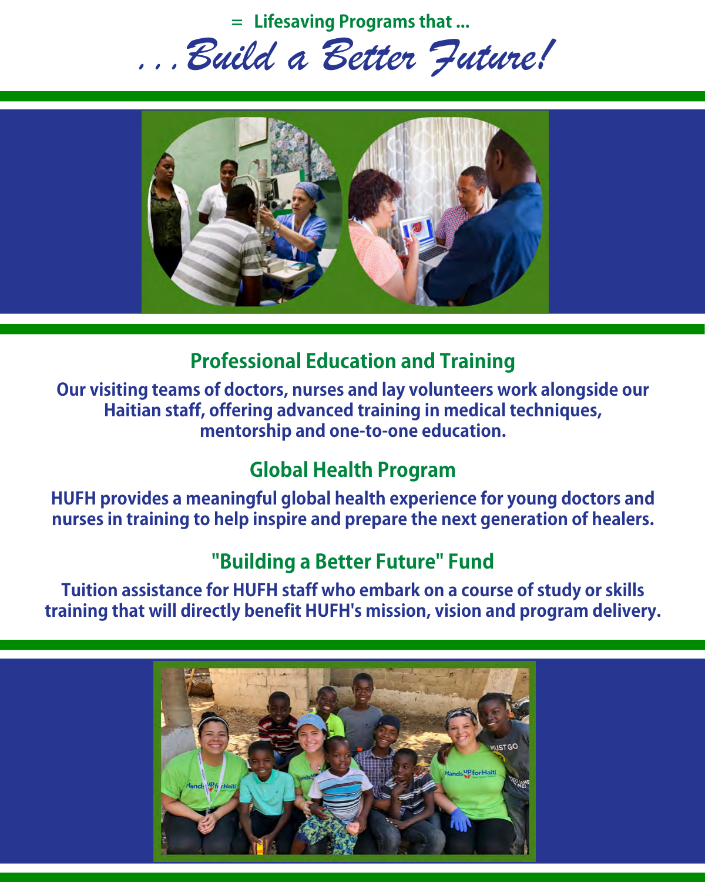= Lifesaving Programs that ...

# . . . Build a Better Future!

## Professional Education and Training

**Our visiting teams of doctors, nurses and lay volunteers work alongside our Haitian staff, offering advanced training in medical techniques, mentorship and one-to-one education.**

## Global Health Program

**HUFH provides a meaningful global health experience for young doctors and nurses in training to help inspire and prepare the next generation of healers.**

## "Building a Better Future" Fund

**Tuition assistance for HUFH staff who embark on a course of study or skills training that will directly benefit HUFH's mission, vision and program delivery.**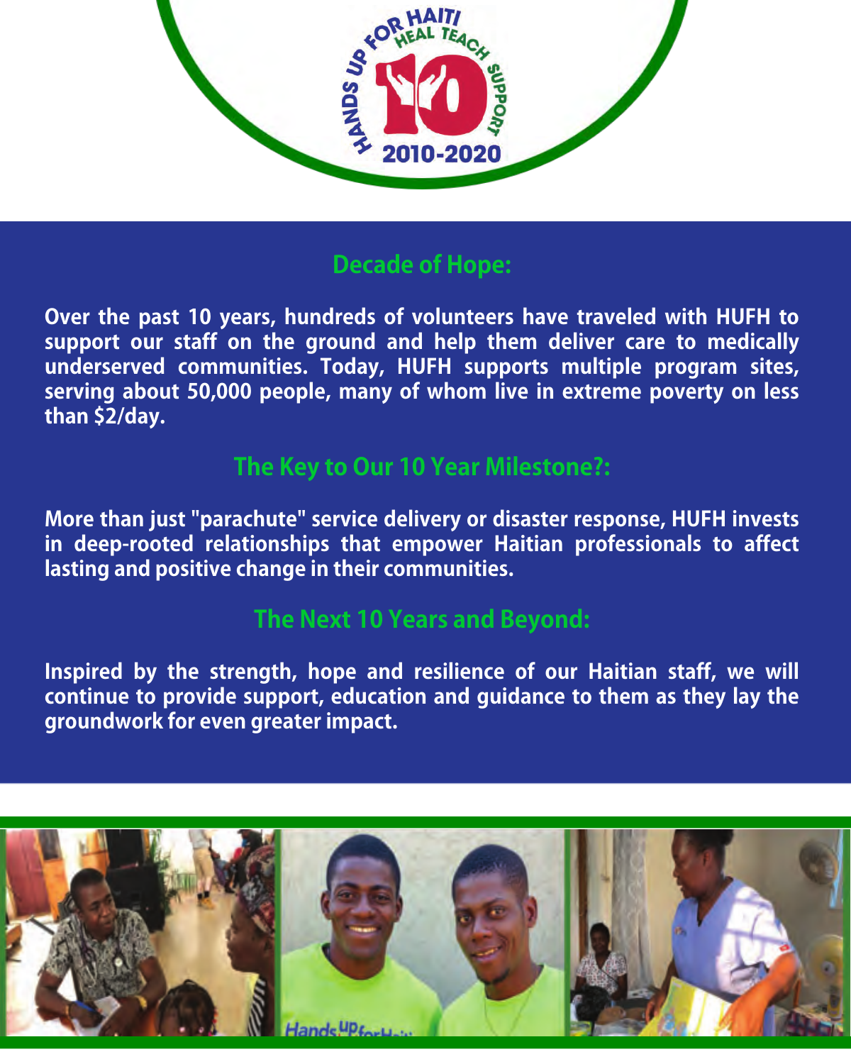HANDS UP FOR HAITI
HEAL TEACH SUPPORT
10
2010-2020

## Decade of Hope:

**Over the past 10 years, hundreds of volunteers have traveled with HUFH to support our staff on the ground and help them deliver care to medically underserved communities. Today, HUFH supports multiple program sites, serving about 50,000 people, many of whom live in extreme poverty on less than $2/day.**

## The Key to Our 10 Year Milestone?:

**More than just "parachute" service delivery or disaster response, HUFH invests in deep-rooted relationships that empower Haitian professionals to affect lasting and positive change in their communities.**

## The Next 10 Years and Beyond:

**Inspired by the strength, hope and resilience of our Haitian staff, we will continue to provide support, education and guidance to them as they lay the groundwork for even greater impact.**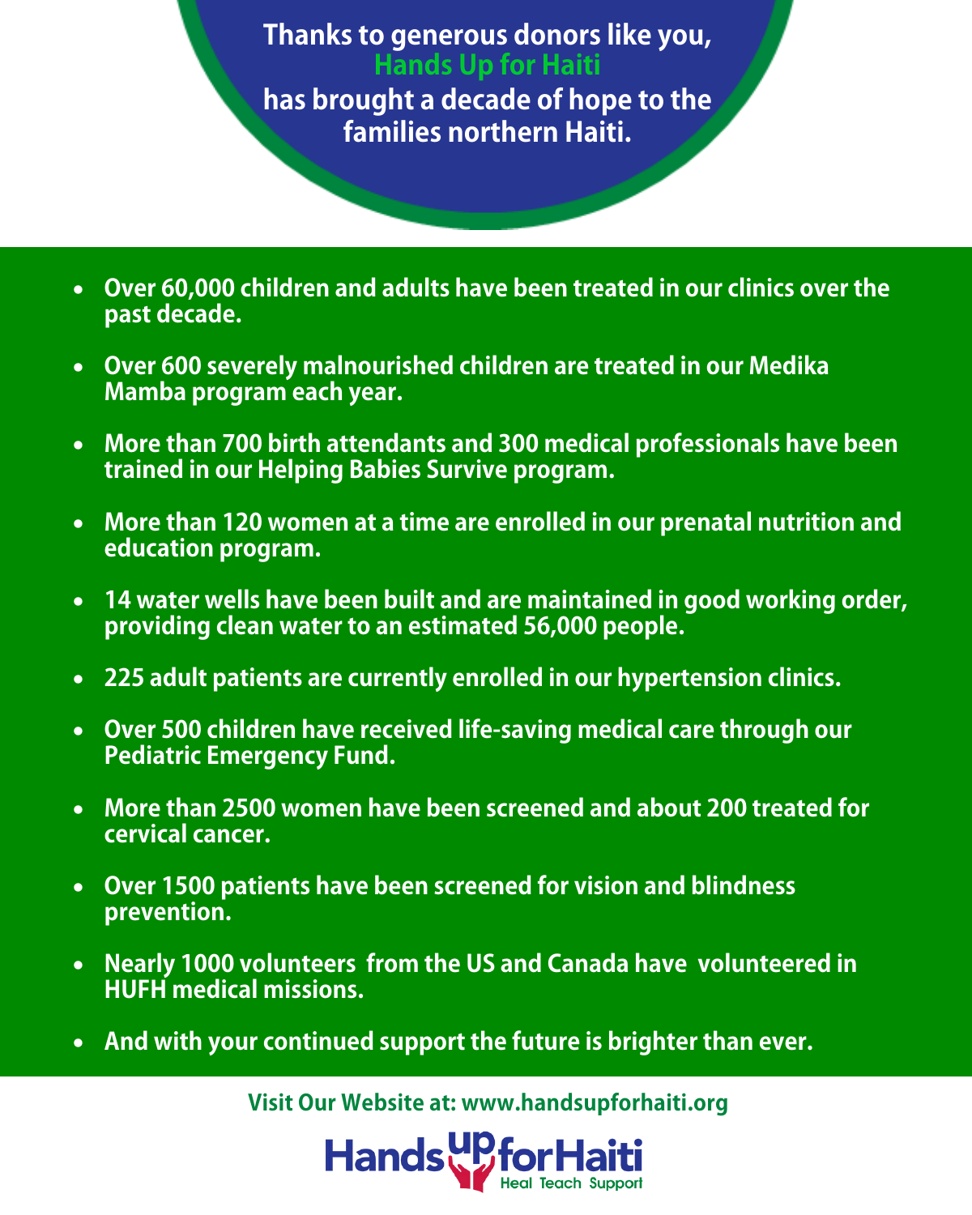**Thanks to generous donors like you, Hands Up for Haiti has brought a decade of hope to the families northern Haiti.**

- Over 60,000 children and adults have been treated in our clinics over the past decade.
- Over 600 severely malnourished children are treated in our Medika Mamba program each year.
- More than 700 birth attendants and 300 medical professionals have been trained in our Helping Babies Survive program.
- More than 120 women at a time are enrolled in our prenatal nutrition and education program.
- 14 water wells have been built and are maintained in good working order, providing clean water to an estimated 56,000 people.
- 225 adult patients are currently enrolled in our hypertension clinics.
- Over 500 children have received life-saving medical care through our Pediatric Emergency Fund.
- More than 2500 women have been screened and about 200 treated for cervical cancer.
- Over 1500 patients have been screened for vision and blindness prevention.
- Nearly 1000 volunteers from the US and Canada have volunteered in HUFH medical missions.
- And with your continued support the future is brighter than ever.

**Visit Our Website at: www.handsupforhaiti.org**

Hands up for Haiti
Heal Teach Support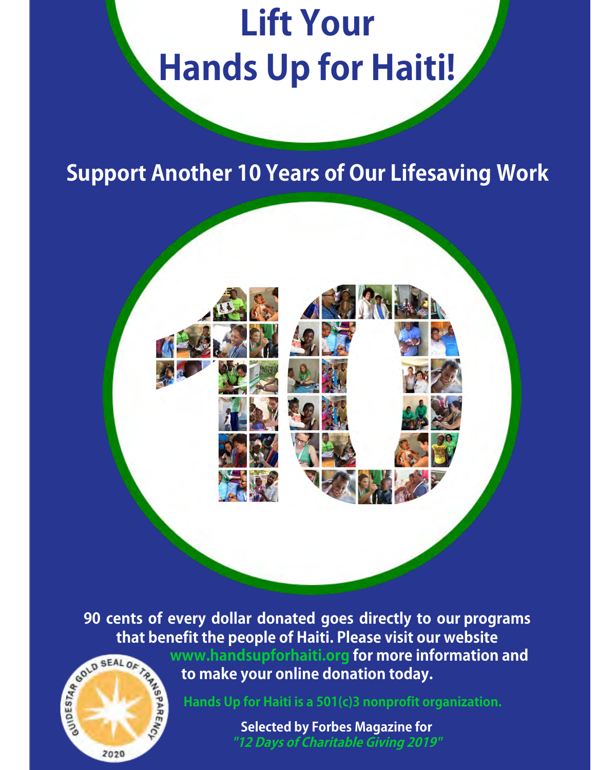# Lift Your Hands Up for Haiti!

## Support Another 10 Years of Our Lifesaving Work

**90 cents of every dollar donated goes directly to our programs that benefit the people of Haiti. Please visit our website www.handsupforhaiti.org for more information and to make your online donation today.**

**Hands Up for Haiti is a 501(c)3 nonprofit organization.**

**Selected by Forbes Magazine for**
***"12 Days of Charitable Giving 2019"***

GUIDESTAR GOLD SEAL OF TRANSPARENCY 2020